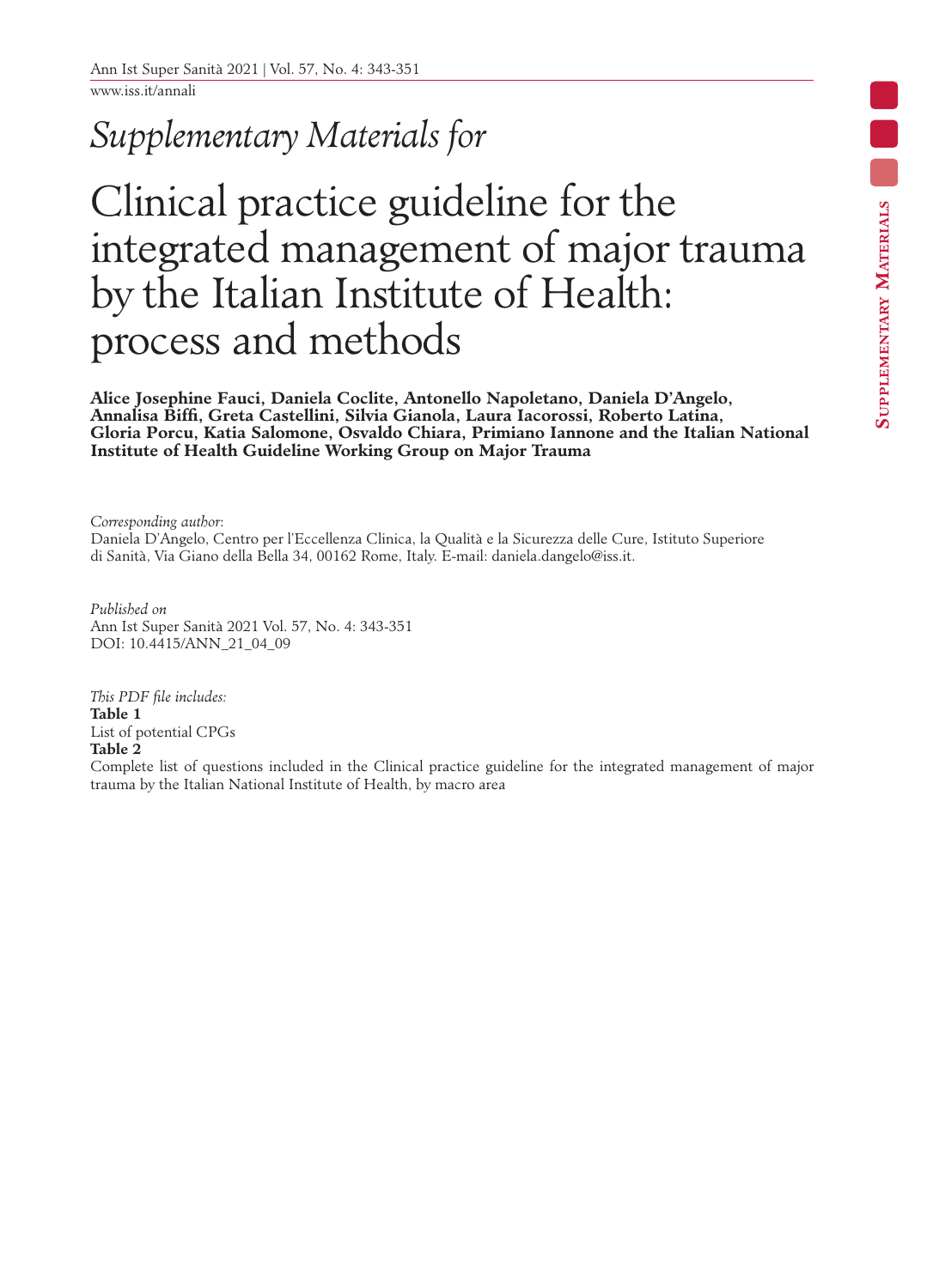*Supplementary Materials for*

# Clinical practice guideline for the integrated management of major trauma by the Italian Institute of Health: process and methods

**Alice Josephine Fauci, Daniela Coclite, Antonello Napoletano, Daniela D'Angelo, Annalisa Biffi, Greta Castellini, Silvia Gianola, Laura Iacorossi, Roberto Latina, Gloria Porcu, Katia Salomone, Osvaldo Chiara, Primiano Iannone and the Italian National Institute of Health Guideline Working Group on Major Trauma**

*Corresponding author*:
Daniela D'Angelo, Centro per l'Eccellenza Clinica, la Qualità e la Sicurezza delle Cure, Istituto Superiore di Sanità, Via Giano della Bella 34, 00162 Rome, Italy. E-mail: daniela.dangelo@iss.it.

*Published on*
Ann Ist Super Sanità 2021 Vol. 57, No. 4: 343-351
DOI: 10.4415/ANN_21_04_09

*This PDF file includes:*
**Table 1**
List of potential CPGs
**Table 2**
Complete list of questions included in the Clinical practice guideline for the integrated management of major trauma by the Italian National Institute of Health, by macro area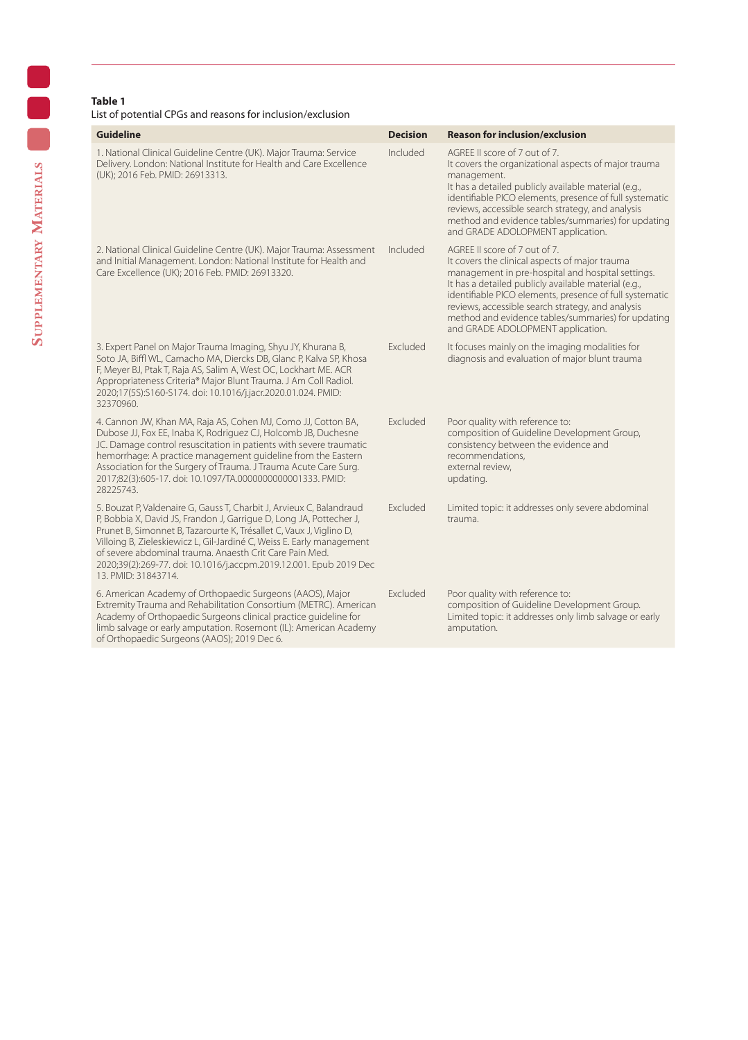**Table 1**
List of potential CPGs and reasons for inclusion/exclusion

| Guideline | Decision | Reason for inclusion/exclusion |
|---|---|---|
| 1. National Clinical Guideline Centre (UK). Major Trauma: Service Delivery. London: National Institute for Health and Care Excellence (UK); 2016 Feb. PMID: 26913313. | Included | AGREE II score of 7 out of 7.<br>It covers the organizational aspects of major trauma management.<br>It has a detailed publicly available material (e.g., identifiable PICO elements, presence of full systematic reviews, accessible search strategy, and analysis method and evidence tables/summaries) for updating and GRADE ADOLOPMENT application. |
| 2. National Clinical Guideline Centre (UK). Major Trauma: Assessment and Initial Management. London: National Institute for Health and Care Excellence (UK); 2016 Feb. PMID: 26913320. | Included | AGREE II score of 7 out of 7.<br>It covers the clinical aspects of major trauma management in pre-hospital and hospital settings.<br>It has a detailed publicly available material (e.g., identifiable PICO elements, presence of full systematic reviews, accessible search strategy, and analysis method and evidence tables/summaries) for updating and GRADE ADOLOPMENT application. |
| 3. Expert Panel on Major Trauma Imaging, Shyu JY, Khurana B, Soto JA, Biffl WL, Camacho MA, Diercks DB, Glanc P, Kalva SP, Khosa F, Meyer BJ, Ptak T, Raja AS, Salim A, West OC, Lockhart ME. ACR Appropriateness Criteria® Major Blunt Trauma. J Am Coll Radiol. 2020;17(5S):S160-S174. doi: 10.1016/j.jacr.2020.01.024. PMID: 32370960. | Excluded | It focuses mainly on the imaging modalities for diagnosis and evaluation of major blunt trauma |
| 4. Cannon JW, Khan MA, Raja AS, Cohen MJ, Como JJ, Cotton BA, Dubose JJ, Fox EE, Inaba K, Rodriguez CJ, Holcomb JB, Duchesne JC. Damage control resuscitation in patients with severe traumatic hemorrhage: A practice management guideline from the Eastern Association for the Surgery of Trauma. J Trauma Acute Care Surg. 2017;82(3):605-17. doi: 10.1097/TA.0000000000001333. PMID: 28225743. | Excluded | Poor quality with reference to:<br>composition of Guideline Development Group,<br>consistency between the evidence and recommendations,<br>external review,<br>updating. |
| 5. Bouzat P, Valdenaire G, Gauss T, Charbit J, Arvieux C, Balandraud P, Bobbia X, David JS, Frandon J, Garrigue D, Long JA, Pottecher J, Prunet B, Simonnet B, Tazarourte K, Trésallet C, Vaux J, Viglino D, Villoing B, Zieleskiewicz L, Gil-Jardiné C, Weiss E. Early management of severe abdominal trauma. Anaesth Crit Care Pain Med. 2020;39(2):269-77. doi: 10.1016/j.accpm.2019.12.001. Epub 2019 Dec 13. PMID: 31843714. | Excluded | Limited topic: it addresses only severe abdominal trauma. |
| 6. American Academy of Orthopaedic Surgeons (AAOS), Major Extremity Trauma and Rehabilitation Consortium (METRC). American Academy of Orthopaedic Surgeons clinical practice guideline for limb salvage or early amputation. Rosemont (IL): American Academy of Orthopaedic Surgeons (AAOS); 2019 Dec 6. | Excluded | Poor quality with reference to:<br>composition of Guideline Development Group.<br>Limited topic: it addresses only limb salvage or early amputation. |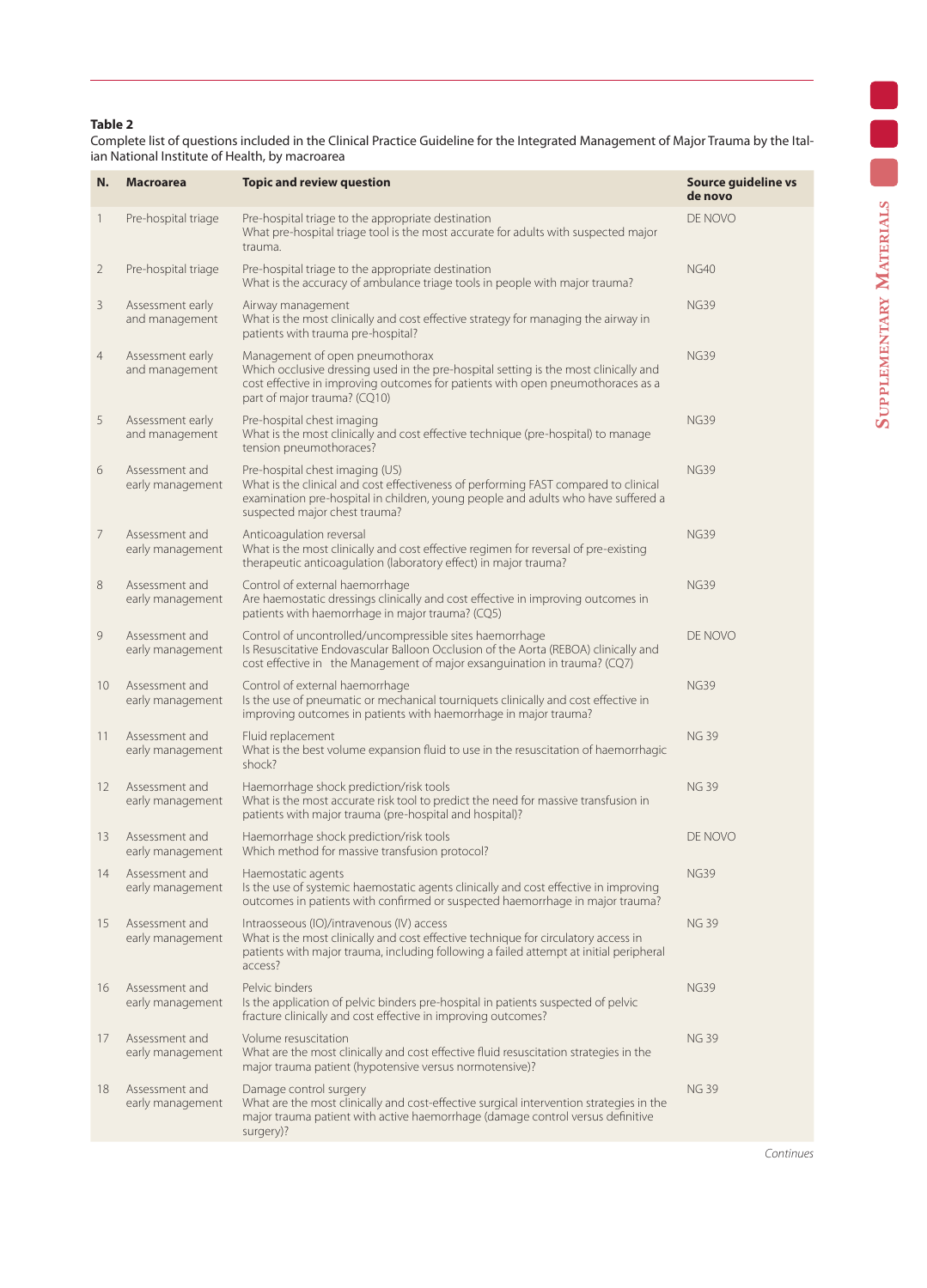**Table 2**
Complete list of questions included in the Clinical Practice Guideline for the Integrated Management of Major Trauma by the Italian National Institute of Health, by macroarea

| N. | Macroarea | Topic and review question | Source guideline vs de novo |
|---|---|---|---|
| 1 | Pre-hospital triage | Pre-hospital triage to the appropriate destination<br>What pre-hospital triage tool is the most accurate for adults with suspected major trauma. | DE NOVO |
| 2 | Pre-hospital triage | Pre-hospital triage to the appropriate destination<br>What is the accuracy of ambulance triage tools in people with major trauma? | NG40 |
| 3 | Assessment early and management | Airway management<br>What is the most clinically and cost effective strategy for managing the airway in patients with trauma pre-hospital? | NG39 |
| 4 | Assessment early and management | Management of open pneumothorax<br>Which occlusive dressing used in the pre-hospital setting is the most clinically and cost effective in improving outcomes for patients with open pneumothoraces as a part of major trauma? (CQ10) | NG39 |
| 5 | Assessment early and management | Pre-hospital chest imaging<br>What is the most clinically and cost effective technique (pre-hospital) to manage tension pneumothoraces? | NG39 |
| 6 | Assessment and early management | Pre-hospital chest imaging (US)<br>What is the clinical and cost effectiveness of performing FAST compared to clinical examination pre-hospital in children, young people and adults who have suffered a suspected major chest trauma? | NG39 |
| 7 | Assessment and early management | Anticoagulation reversal<br>What is the most clinically and cost effective regimen for reversal of pre-existing therapeutic anticoagulation (laboratory effect) in major trauma? | NG39 |
| 8 | Assessment and early management | Control of external haemorrhage<br>Are haemostatic dressings clinically and cost effective in improving outcomes in patients with haemorrhage in major trauma? (CQ5) | NG39 |
| 9 | Assessment and early management | Control of uncontrolled/uncompressible sites haemorrhage<br>Is Resuscitative Endovascular Balloon Occlusion of the Aorta (REBOA) clinically and cost effective in the Management of major exsanguination in trauma? (CQ7) | DE NOVO |
| 10 | Assessment and early management | Control of external haemorrhage<br>Is the use of pneumatic or mechanical tourniquets clinically and cost effective in improving outcomes in patients with haemorrhage in major trauma? | NG39 |
| 11 | Assessment and early management | Fluid replacement<br>What is the best volume expansion fluid to use in the resuscitation of haemorrhagic shock? | NG 39 |
| 12 | Assessment and early management | Haemorrhage shock prediction/risk tools<br>What is the most accurate risk tool to predict the need for massive transfusion in patients with major trauma (pre-hospital and hospital)? | NG 39 |
| 13 | Assessment and early management | Haemorrhage shock prediction/risk tools<br>Which method for massive transfusion protocol? | DE NOVO |
| 14 | Assessment and early management | Haemostatic agents<br>Is the use of systemic haemostatic agents clinically and cost effective in improving outcomes in patients with confirmed or suspected haemorrhage in major trauma? | NG39 |
| 15 | Assessment and early management | Intraosseous (IO)/intravenous (IV) access<br>What is the most clinically and cost effective technique for circulatory access in patients with major trauma, including following a failed attempt at initial peripheral access? | NG 39 |
| 16 | Assessment and early management | Pelvic binders<br>Is the application of pelvic binders pre-hospital in patients suspected of pelvic fracture clinically and cost effective in improving outcomes? | NG39 |
| 17 | Assessment and early management | Volume resuscitation<br>What are the most clinically and cost effective fluid resuscitation strategies in the major trauma patient (hypotensive versus normotensive)? | NG 39 |
| 18 | Assessment and early management | Damage control surgery<br>What are the most clinically and cost-effective surgical intervention strategies in the major trauma patient with active haemorrhage (damage control versus definitive surgery)? | NG 39 |

*Continues*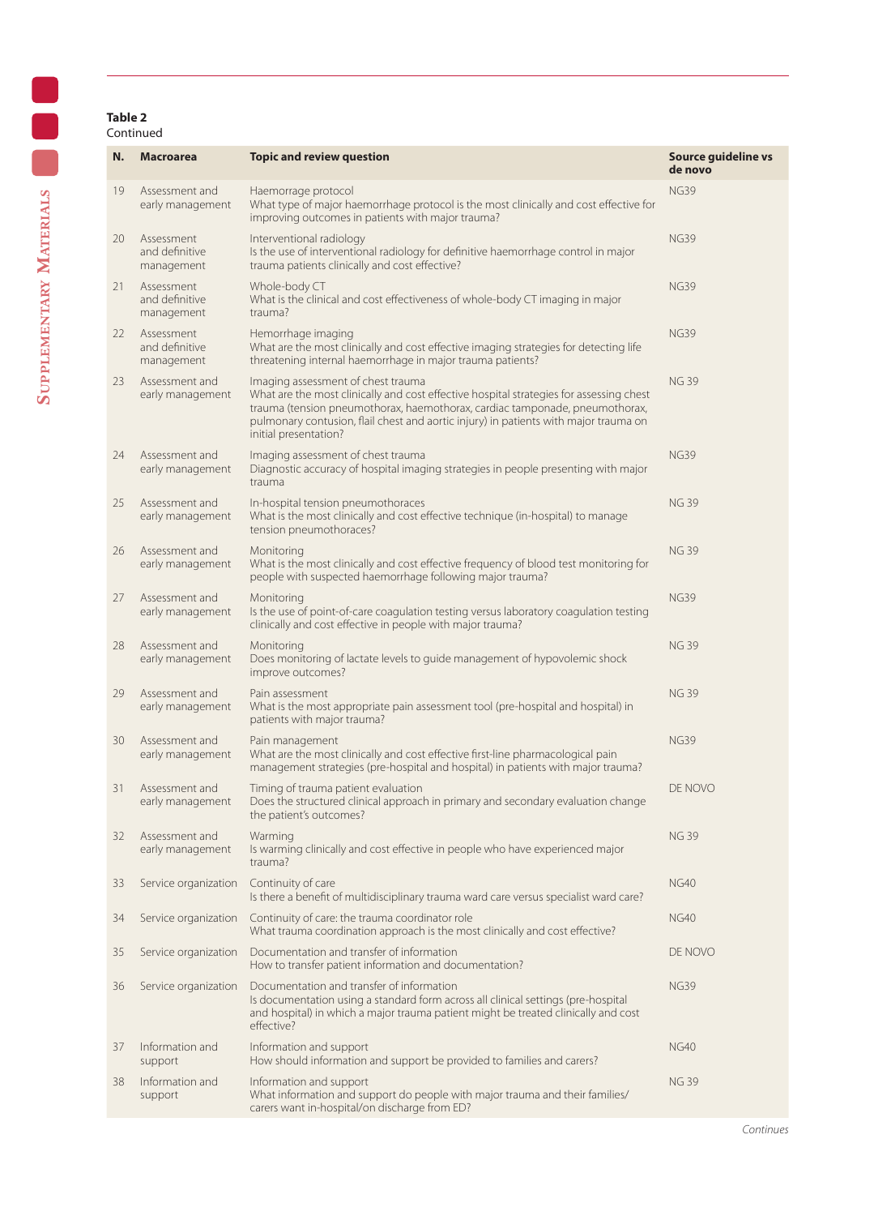**Table 2**
Continued

| N. | Macroarea | Topic and review question | Source guideline vs de novo |
|---|---|---|---|
| 19 | Assessment and early management | Haemorrage protocol<br>What type of major haemorrhage protocol is the most clinically and cost effective for improving outcomes in patients with major trauma? | NG39 |
| 20 | Assessment and definitive management | Interventional radiology<br>Is the use of interventional radiology for definitive haemorrhage control in major trauma patients clinically and cost effective? | NG39 |
| 21 | Assessment and definitive management | Whole-body CT<br>What is the clinical and cost effectiveness of whole-body CT imaging in major trauma? | NG39 |
| 22 | Assessment and definitive management | Hemorrhage imaging<br>What are the most clinically and cost effective imaging strategies for detecting life threatening internal haemorrhage in major trauma patients? | NG39 |
| 23 | Assessment and early management | Imaging assessment of chest trauma<br>What are the most clinically and cost effective hospital strategies for assessing chest trauma (tension pneumothorax, haemothorax, cardiac tamponade, pneumothorax, pulmonary contusion, flail chest and aortic injury) in patients with major trauma on initial presentation? | NG 39 |
| 24 | Assessment and early management | Imaging assessment of chest trauma<br>Diagnostic accuracy of hospital imaging strategies in people presenting with major trauma | NG39 |
| 25 | Assessment and early management | In-hospital tension pneumothoraces<br>What is the most clinically and cost effective technique (in-hospital) to manage tension pneumothoraces? | NG 39 |
| 26 | Assessment and early management | Monitoring<br>What is the most clinically and cost effective frequency of blood test monitoring for people with suspected haemorrhage following major trauma? | NG 39 |
| 27 | Assessment and early management | Monitoring<br>Is the use of point-of-care coagulation testing versus laboratory coagulation testing clinically and cost effective in people with major trauma? | NG39 |
| 28 | Assessment and early management | Monitoring<br>Does monitoring of lactate levels to guide management of hypovolemic shock improve outcomes? | NG 39 |
| 29 | Assessment and early management | Pain assessment<br>What is the most appropriate pain assessment tool (pre-hospital and hospital) in patients with major trauma? | NG 39 |
| 30 | Assessment and early management | Pain management<br>What are the most clinically and cost effective first-line pharmacological pain management strategies (pre-hospital and hospital) in patients with major trauma? | NG39 |
| 31 | Assessment and early management | Timing of trauma patient evaluation<br>Does the structured clinical approach in primary and secondary evaluation change the patient's outcomes? | DE NOVO |
| 32 | Assessment and early management | Warming<br>Is warming clinically and cost effective in people who have experienced major trauma? | NG 39 |
| 33 | Service organization | Continuity of care<br>Is there a benefit of multidisciplinary trauma ward care versus specialist ward care? | NG40 |
| 34 | Service organization | Continuity of care: the trauma coordinator role<br>What trauma coordination approach is the most clinically and cost effective? | NG40 |
| 35 | Service organization | Documentation and transfer of information<br>How to transfer patient information and documentation? | DE NOVO |
| 36 | Service organization | Documentation and transfer of information<br>Is documentation using a standard form across all clinical settings (pre-hospital and hospital) in which a major trauma patient might be treated clinically and cost effective? | NG39 |
| 37 | Information and support | Information and support<br>How should information and support be provided to families and carers? | NG40 |
| 38 | Information and support | Information and support<br>What information and support do people with major trauma and their families/carers want in-hospital/on discharge from ED? | NG 39 |

*Continues*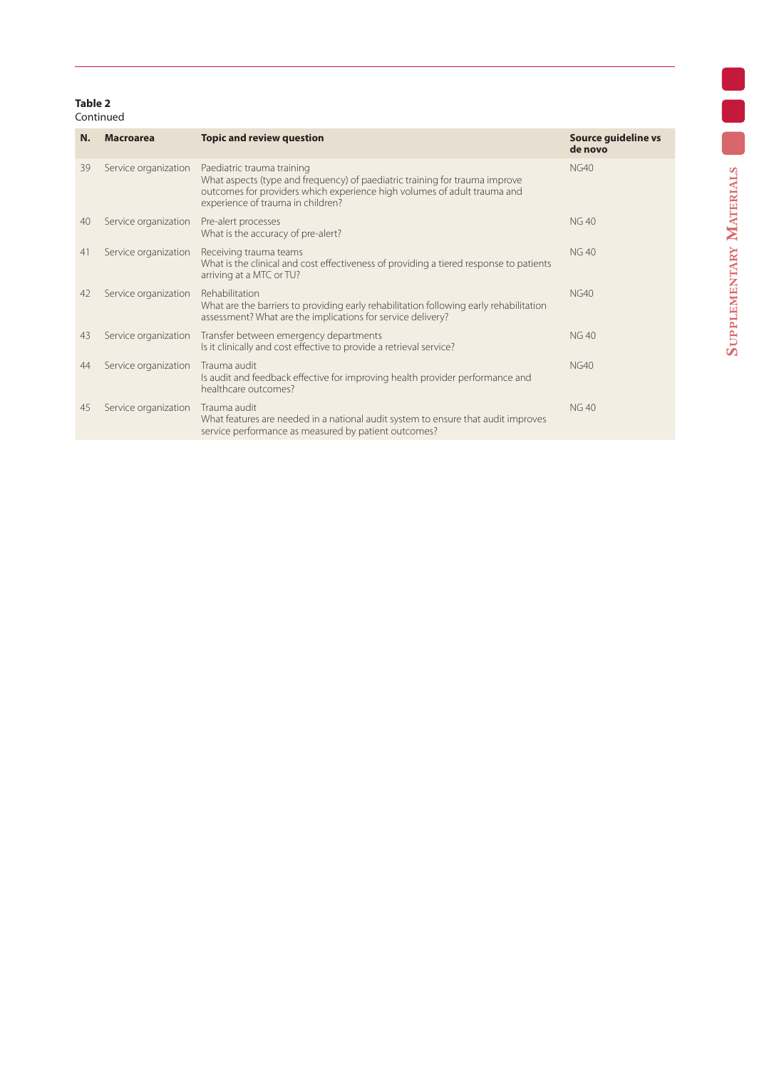**Table 2**
Continued

| N. | Macroarea | Topic and review question | Source guideline vs de novo |
|---|---|---|---|
| 39 | Service organization | Paediatric trauma training<br>What aspects (type and frequency) of paediatric training for trauma improve outcomes for providers which experience high volumes of adult trauma and experience of trauma in children? | NG40 |
| 40 | Service organization | Pre-alert processes<br>What is the accuracy of pre-alert? | NG 40 |
| 41 | Service organization | Receiving trauma teams<br>What is the clinical and cost effectiveness of providing a tiered response to patients arriving at a MTC or TU? | NG 40 |
| 42 | Service organization | Rehabilitation<br>What are the barriers to providing early rehabilitation following early rehabilitation assessment? What are the implications for service delivery? | NG40 |
| 43 | Service organization | Transfer between emergency departments<br>Is it clinically and cost effective to provide a retrieval service? | NG 40 |
| 44 | Service organization | Trauma audit<br>Is audit and feedback effective for improving health provider performance and healthcare outcomes? | NG40 |
| 45 | Service organization | Trauma audit<br>What features are needed in a national audit system to ensure that audit improves service performance as measured by patient outcomes? | NG 40 |